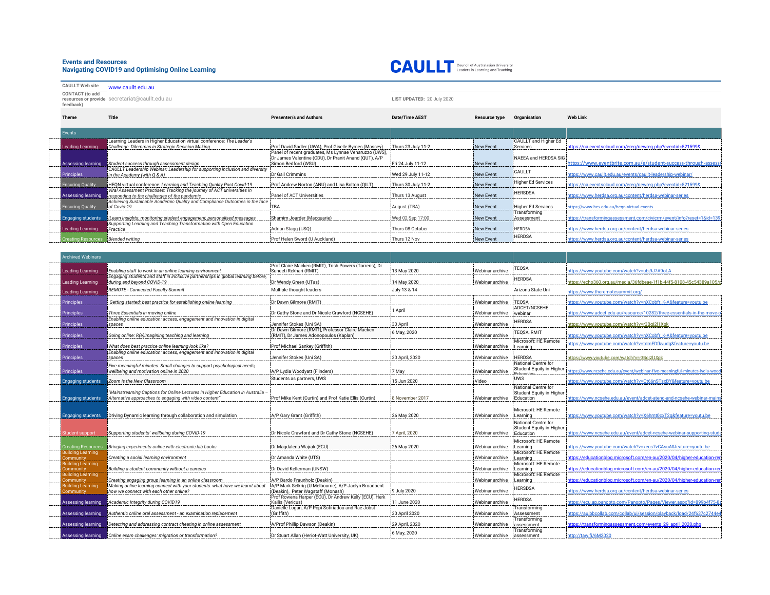## Events and Resources
## Navigating COVID19 and Optimising Online Learning

**CAULLT** Council of Australasian University Leaders in Learning and Teaching

**CAULLT Web site** www.caullt.edu.au

**CONTACT (to add resources or provide feedback)** secretariat@caullt.edu.au

**LIST UPDATED:** 20 July 2020

| Theme | Title | Presenter/s and Authors | Date/Time AEST | Resource type | Organisation | Web Link |
|---|---|---|---|---|---|---|
| Events | | | | | | |
| Leading Learning | Learning Leaders in Higher Education virtual conference: *The Leader's Challenge: Dilemmas in Strategic Decision Making* | Prof David Sadler (UWA), Prof Giselle Byrnes (Massey) | Thurs 23 July 11-2 | New Event | CAULLT and Higher Ed Services | https://na.eventscloud.com/ereg/newreg.php?eventid=521599& |
| Assessing learning | *Student success through assessment design* | Panel of recent graduates, Ms Lynnae Venaruzzo (UWS), Dr James Valentine (CDU), Dr Pranit Anand (QUT), A/P Simon Bedford (WSU) | Fri 24 July 11-12 | New Event | NAEEA and HERDSA SIG | https://www.eventbrite.com.au/e/student-success-through-assess |
| Principles | *CAULLT Leadership Webinar: Leadership for supporting inclusion and diversity in the Academy (with Q & A)* | Dr Gail Crimmins | Wed 29 July 11-12 | New Event | CAULLT | https://www.caullt.edu.au/events/caullt-leadership-webinar/ |
| Ensuring Quality | HEQN virtual conference: *Learning and Teaching Quality Post Covid-19* | Prof Andrew Norton (ANU) and Lisa Bolton (QILT) | Thurs 30 July 11-2 | New Event | Higher Ed Services | https://na.eventscloud.com/ereg/newreg.php?eventid=521599& |
| Assessing learning | *Viral Assessment Practises: Tracking the journey of ACT universities in responding to the challenges of the pandemic* | Panel of ACT Universities | Thurs 13 August | New Event | HERSDSA | https://www.herdsa.org.au/content/herdsa-webinar-series |
| Ensuring Quality | *Achieving Sustainable Academic Quality and Compliance Outcomes in the face of Covid-19* | TBA | August (TBA) | New Event | Higher Ed Services | https://www.hes.edu.au/heqn-virtual-events |
| Engaging students | *iLearn Insights: monitoring student engagement, personalised messages* | Shamim Joarder (Macquarie) | Wed 02 Sep 17:00 | New Event | Transforming Assessment | https://transformingassessment.com/civicrm/event/info?reset=1&id=139 |
| Leading Learning | *Supporting Learning and Teaching Transformation with Open Education Practice* | Adrian Stagg (USQ) | Thurs 08 October | New Event | HERDSA | https://www.herdsa.org.au/content/herdsa-webinar-series |
| Creating Resources | *Blended writing* | Prof Helen Sword (U Auckland) | Thurs 12 Nov | New Event | HERDSA | https://www.herdsa.org.au/content/herdsa-webinar-series |
| Archived Webinars | | | | | | |
| Leading Learning | *Enabling staff to work in an online learning environment* | Prof Claire Macken (RMIT), Trish Powers (Torrens), Dr Suneeti Rekhari (RMIT) | 13 May 2020 | Webinar archive | TEQSA | https://www.youtube.com/watch?v=ubj9J7A9oLA |
| Leading Learning | *Engaging students and staff in inclusive partnerships in global learning before, during and beyond COVID-19* | Dr Wendy Green (UTas) | 14 May 2020 | Webinar archive | HERDSA | https://echo360.org.au/media/36fdbeae-1f1b-44f5-8108-45c54389a105/p |
| Leading Learning | *REMOTE - Connected Faculty Summit* | Multiple thought leaders | July 13 & 14 | | Arizona State Uni | https://www.theremotesummit.org/ |
| Principles | *Getting started: best practice for establishing online learning* | Dr Dawn Gilmore (RMIT) | | Webinar archive | TEQSA | https://www.youtube.com/watch?v=nXCobfr_K-A&feature=youtu.be |
| Principles | *Three Essentials in moving online* | Dr Cathy Stone and Dr Nicole Crawford (NCSEHE) | 1 April | Webinar archive | ADCET/NCSEHE webinar | https://www.adcet.edu.au/resource/10282/three-essentials-in-the-move-o |
| Principles | *Enabling online education: access, engagement and innovation in digital spaces* | Jennifer Stokes (Uni SA) | 30 April | Webinar archive | HERDSA | https://www.youtube.com/watch?v=r3BqI2l1Xpk |
| Principles | *Going online: R(e)imagining teaching and learning* | Dr Dawn Gilmore (RMIT), Professor Claire Macken (RMIT), Dr James Adonopoulos (Kaplan) | 6 May, 2020 | Webinar archive | TEQSA, RMIT | https://www.youtube.com/watch?v=nXCobfr_K-A&feature=youtu.be |
| Principles | *What does best practice online learning look like?* | Prof Michael Sankey (Griffith) | | Webinar archive | Microsoft: HE Remote Learning | https://www.youtube.com/watch?v=tdmFDfkvudg&feature=youtu.be |
| Principles | *Enabling online education: access, engagement and innovation in digital spaces* | Jennifer Stokes (Uni SA) | 30 April, 2020 | Webinar archive | HERDSA | https://www.youtube.com/watch?v=r3BqI2l1Xpk |
| Principles | *Five meaningful minutes: Small changes to support psychological needs, wellbeing and motivation online in 2020* | A/P Lydia Woodyatt (Flinders) | 7 May | Webinar archive | National Centre for Student Equity in Higher Education | https://www.ncsehe.edu.au/event/webinar-five-meaningful-minutes-lydia-wood |
| Engaging students | *Zoom is the New Classroom* | Students as partners, UWS | 15 Jun 2020 | Video | UWS | https://www.youtube.com/watch?v=Ot66nSTsxBY&feature=youtu.be |
| Engaging students | *"Mainstreaming Captions for Online Lectures in Higher Education in Australia – Alternative approaches to engaging with video content"* | Prof Mike Kent (Curtin) and Prof Katie Ellis (Curtin) | 8 November 2017 | Webinar archive | National Centre for Student Equity in Higher Education | https://www.ncsehe.edu.au/event/adcet-atend-and-ncsehe-webinar-mains |
| Engaging students | Driving Dynamic learning through collaboration and simulation | A/P Gary Grant (Griffith) | 26 May 2020 | Webinar archive | Microsoft: HE Remote Learning | https://www.youtube.com/watch?v=X6hmt0cxT2g&feature=youtu.be |
| Student support | *Supporting students' wellbeing during COVID-19* | Dr Nicole Crawford and Dr Cathy Stone (NCSEHE) | 7 April, 2020 | Webinar archive | National Centre for Student Equity in Higher Education | https://www.ncsehe.edu.au/event/adcet-ncsehe-webinar-supporting-stude |
| Creating Resources | *Bringing experiments online with electronic lab books* | Dr Magdalena Wajrak (ECU) | 26 May 2020 | Webinar archive | Microsoft: HE Remote Learning | https://www.youtube.com/watch?v=xecs7vCAsuA&feature=youtu.be |
| Building Learning Community | *Creating a social learning environment* | Dr Amanda White (UTS) | | Webinar archive | Microsoft: HE Remote Learning | https://educationblog.microsoft.com/en-au/2020/04/higher-education-rem |
| Building Learning Community | *Building a student community without a campus* | Dr David Kellerman (UNSW) | | Webinar archive | Microsoft: HE Remote Learning | https://educationblog.microsoft.com/en-au/2020/04/higher-education-rem |
| Building Learning Community | *Creating engaging group learning in an online classroom* | A/P Bardo Fraunholz (Deakin) | | Webinar archive | Microsoft: HE Remote Learning | https://educationblog.microsoft.com/en-au/2020/04/higher-education-rem |
| Building Learning Community | *Making online learning connect with your students: what have we learnt about how we connect with each other online?* | A/P Mark Selkrig (U Melbourne), A/P Jaclyn Broadbent (Deakin), Peter Wagstaff (Monash) | 9 July 2020 | Webinar archive | HERSDSA | https://www.herdsa.org.au/content/herdsa-webinar-series |
| Assessing learning | *Academic Integrity during COVID19* | Prof Rowena Harper (ECU), Dr Andrew Kelly (ECU), Herk Kailis (Vericus) | 11 June 2020 | Webinar archive | HERDSA | https://ecu.ap.panopto.com/Panopto/Pages/Viewer.aspx?id=899b4f75-8a |
| Assessing learning | *Authentic online oral assessment - an examination replacement* | Danielle Logan, A/P Popi Sotiriadou and Rae Jobst (Griffith) | 30 April 2020 | Webinar archive | Transforming Assessment | https://au.bbcollab.com/collab/ui/session/playback/load/24f637c2744e4 |
| Assessing learning | *Detecting and addressing contract cheating in online assessment* | A/Prof Phillip Dawson (Deakin) | 29 April, 2020 | Webinar archive | Transforming assessment | https://transformingassessment.com/events_29_april_2020.php |
| Assessing learning | *Online exam challenges: migration or transformation?* | Dr Stuart Allan (Heriot-Watt University, UK) | 6 May, 2020 | Webinar archive | Transforming assessment | http://taw.fi/6M2020 |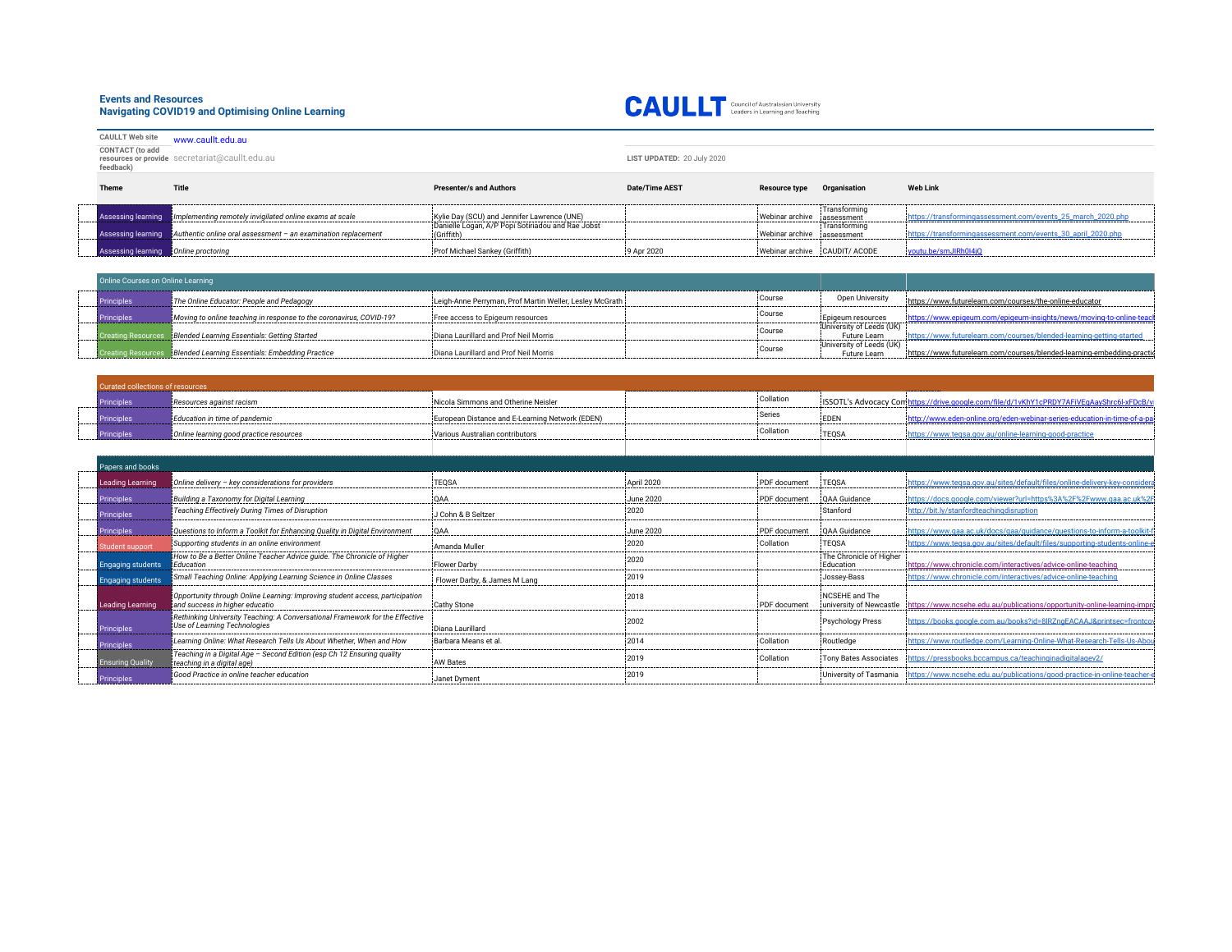**Events and Resources**
**Navigating COVID19 and Optimising Online Learning**

**CAULLT** Council of Australasian University Leaders in Learning and Teaching

**CAULLT Web site** www.caullt.edu.au

**CONTACT (to add resources or provide feedback)** secretariat@caullt.edu.au

**LIST UPDATED:** 20 July 2020

| Theme | Title | Presenter/s and Authors | Date/Time AEST | Resource type | Organisation | Web Link |
|---|---|---|---|---|---|---|
| Assessing learning | *Implementing remotely invigilated online exams at scale* | Kylie Day (SCU) and Jennifer Lawrence (UNE) | | Webinar archive | Transforming assessment | https://transformingassessment.com/events_25_march_2020.php |
| Assessing learning | *Authentic online oral assessment – an examination replacement* | Danielle Logan, A/P Popi Sotiriadou and Rae Jobst (Griffith) | | Webinar archive | Transforming assessment | https://transformingassessment.com/events_30_april_2020.php |
| Assessing learning | *Online proctoring* | Prof Michael Sankey (Griffith) | 9 Apr 2020 | Webinar archive | CAUDIT/ ACODE | youtu.be/smJIRh0I4jQ |
| **Online Courses on Online Learning** | | | | | | |
| Principles | *The Online Educator: People and Pedagogy* | Leigh-Anne Perryman, Prof Martin Weller, Lesley McGrath | | Course | Open University | https://www.futurelearn.com/courses/the-online-educator |
| Principles | *Moving to online teaching in response to the coronavirus, COVID-19?* | Free access to Epigeum resources | | Course | Epigeum resources | https://www.epigeum.com/epigeum-insights/news/moving-to-online-teach |
| Creating Resources | *Blended Learning Essentials: Getting Started* | Diana Laurillard and Prof Neil Morris | | Course | University of Leeds (UK) Future Learn | https://www.futurelearn.com/courses/blended-learning-getting-started |
| Creating Resources | *Blended Learning Essentials: Embedding Practice* | Diana Laurillard and Prof Neil Morris | | Course | University of Leeds (UK) Future Learn | https://www.futurelearn.com/courses/blended-learning-embedding-practic |
| **Curated collections of resources** | | | | | | |
| Principles | *Resources against racism* | Nicola Simmons and Otherine Neisler | | Collation | ISSOTL's Advocacy Com | https://drive.google.com/file/d/1vKhY1cPRDY7AFiVEqAayShrc6l-xFDcB/v |
| Principles | *Education in time of pandemic* | European Distance and E-Learning Network (EDEN) | | Series | EDEN | http://www.eden-online.org/eden-webinar-series-education-in-time-of-a-pa |
| Principles | *Online learning good practice resources* | Various Australian contributors | | Collation | TEQSA | https://www.teqsa.gov.au/online-learning-good-practice |
| **Papers and books** | | | | | | |
| Leading Learning | *Online delivery – key considerations for providers* | TEQSA | April 2020 | PDF document | TEQSA | https://www.teqsa.gov.au/sites/default/files/online-delivery-key-considera |
| Principles | *Building a Taxonomy for Digital Learning* | QAA | June 2020 | PDF document | QAA Guidance | https://docs.google.com/viewer?url=https%3A%2F%2Fwww.qaa.ac.uk%2F |
| Principles | *Teaching Effectively During Times of Disruption* | J Cohn & B Seltzer | 2020 | | Stanford | http://bit.ly/stanfordteachingdisruption |
| Principles | *Questions to Inform a Toolkit for Enhancing Quality in Digital Environment* | QAA | June 2020 | PDF document | QAA Guidance | https://www.qaa.ac.uk/docs/qaa/guidance/questions-to-inform-a-toolkit-f |
| Student support | *Supporting students in an online environment* | Amanda Muller | 2020 | Collation | TEQSA | https://www.teqsa.gov.au/sites/default/files/supporting-students-online-e |
| Engaging students | *How to Be a Better Online Teacher Advice guide. The Chronicle of Higher Education* | Flower Darby | 2020 | | The Chronicle of Higher Education | https://www.chronicle.com/interactives/advice-online-teaching |
| Engaging students | *Small Teaching Online: Applying Learning Science in Online Classes* | Flower Darby, & James M Lang | 2019 | | Jossey-Bass | https://www.chronicle.com/interactives/advice-online-teaching |
| Leading Learning | *Opportunity through Online Learning: Improving student access, participation and success in higher educatio* | Cathy Stone | 2018 | PDF document | NCSEHE and The university of Newcastle | https://www.ncsehe.edu.au/publications/opportunity-online-learning-impro |
| Principles | *Rethinking University Teaching: A Conversational Framework for the Effective Use of Learning Technologies* | Diana Laurillard | 2002 | | Psychology Press | https://books.google.com.au/books?id=8lRZngEACAAJ&printsec=frontco |
| Principles | *Learning Online: What Research Tells Us About Whether, When and How* | Barbara Means et al. | 2014 | Collation | Routledge | https://www.routledge.com/Learning-Online-What-Research-Tells-Us-Abou |
| Ensuring Quality | *Teaching in a Digital Age – Second Edition (esp Ch 12 Ensuring quality teaching in a digital age)* | AW Bates | 2019 | Collation | Tony Bates Associates | https://pressbooks.bccampus.ca/teachinginadigitalagev2/ |
| Principles | *Good Practice in online teacher education* | Janet Dyment | 2019 | | University of Tasmania | https://www.ncsehe.edu.au/publications/good-practice-in-online-teacher-e |